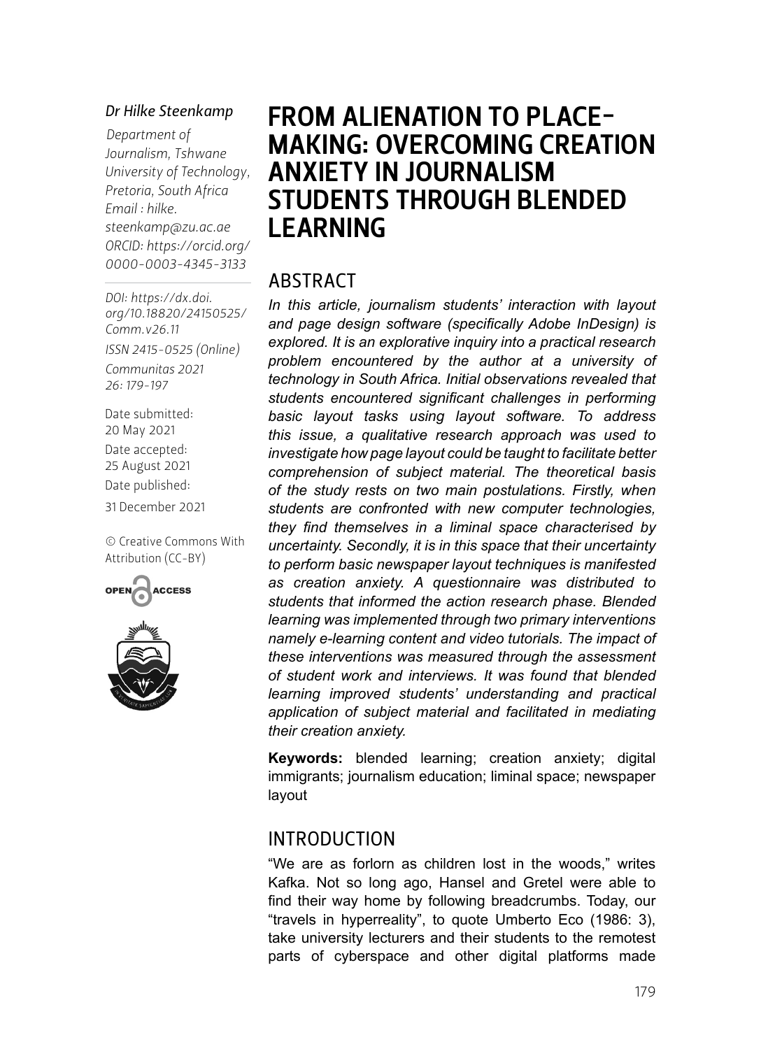*Dr Hilke Steenkamp*

*Department of Journalism, Tshwane University of Technology, Pretoria, South Africa*
*Email : hilke.steenkamp@zu.ac.ae*
*ORCID: https://orcid.org/0000-0003-4345-3133*

*DOI: https://dx.doi.org/10.18820/24150525/Comm.v26.11*

*ISSN 2415-0525 (Online)*

*Communitas 2021 26: 179-197*

Date submitted: 20 May 2021

Date accepted: 25 August 2021

Date published: 31 December 2021

© Creative Commons With Attribution (CC-BY)

# FROM ALIENATION TO PLACE-MAKING: OVERCOMING CREATION ANXIETY IN JOURNALISM STUDENTS THROUGH BLENDED LEARNING

## ABSTRACT

*In this article, journalism students' interaction with layout and page design software (specifically Adobe InDesign) is explored. It is an explorative inquiry into a practical research problem encountered by the author at a university of technology in South Africa. Initial observations revealed that students encountered significant challenges in performing basic layout tasks using layout software. To address this issue, a qualitative research approach was used to investigate how page layout could be taught to facilitate better comprehension of subject material. The theoretical basis of the study rests on two main postulations. Firstly, when students are confronted with new computer technologies, they find themselves in a liminal space characterised by uncertainty. Secondly, it is in this space that their uncertainty to perform basic newspaper layout techniques is manifested as creation anxiety. A questionnaire was distributed to students that informed the action research phase. Blended learning was implemented through two primary interventions namely e-learning content and video tutorials. The impact of these interventions was measured through the assessment of student work and interviews. It was found that blended learning improved students' understanding and practical application of subject material and facilitated in mediating their creation anxiety.*

**Keywords:** blended learning; creation anxiety; digital immigrants; journalism education; liminal space; newspaper layout

## INTRODUCTION

"We are as forlorn as children lost in the woods," writes Kafka. Not so long ago, Hansel and Gretel were able to find their way home by following breadcrumbs. Today, our "travels in hyperreality", to quote Umberto Eco (1986: 3), take university lecturers and their students to the remotest parts of cyberspace and other digital platforms made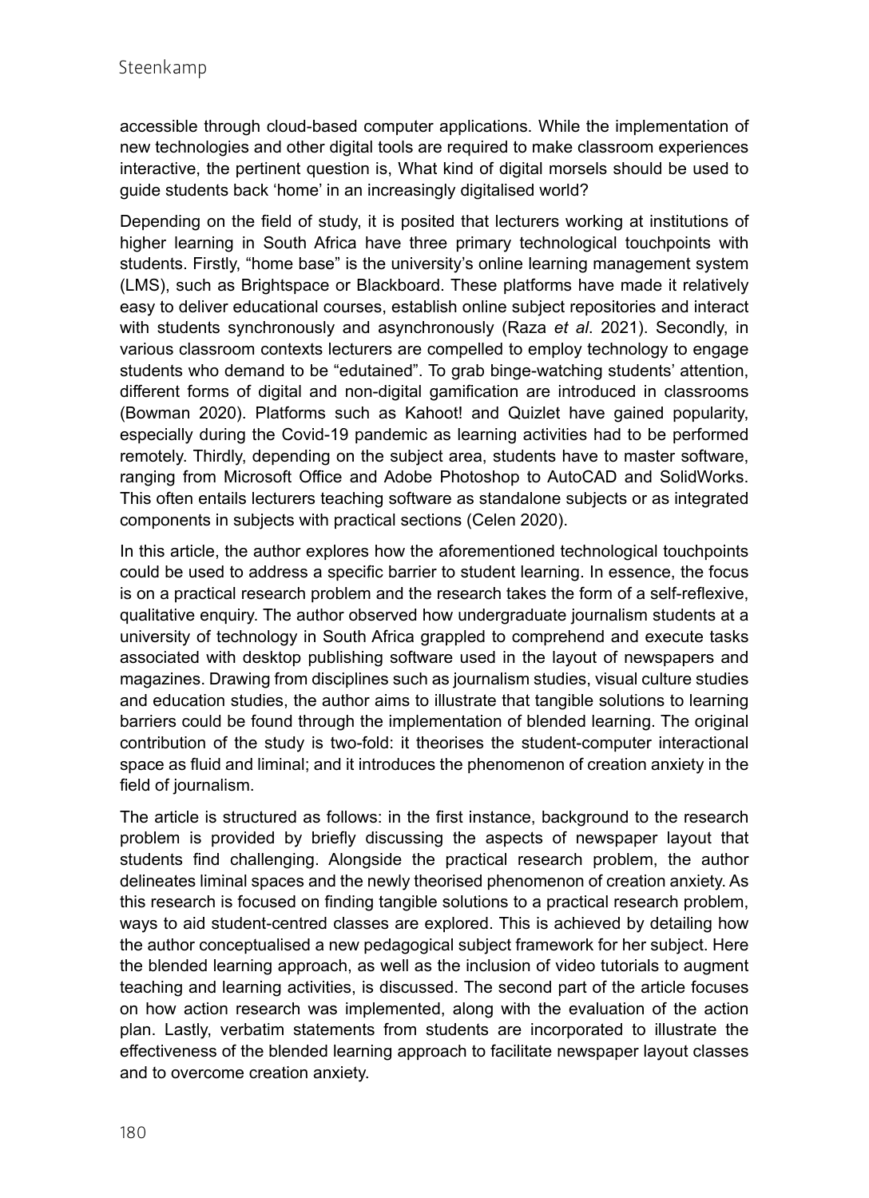accessible through cloud-based computer applications. While the implementation of new technologies and other digital tools are required to make classroom experiences interactive, the pertinent question is, What kind of digital morsels should be used to guide students back 'home' in an increasingly digitalised world?

Depending on the field of study, it is posited that lecturers working at institutions of higher learning in South Africa have three primary technological touchpoints with students. Firstly, "home base" is the university's online learning management system (LMS), such as Brightspace or Blackboard. These platforms have made it relatively easy to deliver educational courses, establish online subject repositories and interact with students synchronously and asynchronously (Raza *et al*. 2021). Secondly, in various classroom contexts lecturers are compelled to employ technology to engage students who demand to be "edutained". To grab binge-watching students' attention, different forms of digital and non-digital gamification are introduced in classrooms (Bowman 2020). Platforms such as Kahoot! and Quizlet have gained popularity, especially during the Covid-19 pandemic as learning activities had to be performed remotely. Thirdly, depending on the subject area, students have to master software, ranging from Microsoft Office and Adobe Photoshop to AutoCAD and SolidWorks. This often entails lecturers teaching software as standalone subjects or as integrated components in subjects with practical sections (Celen 2020).

In this article, the author explores how the aforementioned technological touchpoints could be used to address a specific barrier to student learning. In essence, the focus is on a practical research problem and the research takes the form of a self-reflexive, qualitative enquiry. The author observed how undergraduate journalism students at a university of technology in South Africa grappled to comprehend and execute tasks associated with desktop publishing software used in the layout of newspapers and magazines. Drawing from disciplines such as journalism studies, visual culture studies and education studies, the author aims to illustrate that tangible solutions to learning barriers could be found through the implementation of blended learning. The original contribution of the study is two-fold: it theorises the student-computer interactional space as fluid and liminal; and it introduces the phenomenon of creation anxiety in the field of journalism.

The article is structured as follows: in the first instance, background to the research problem is provided by briefly discussing the aspects of newspaper layout that students find challenging. Alongside the practical research problem, the author delineates liminal spaces and the newly theorised phenomenon of creation anxiety. As this research is focused on finding tangible solutions to a practical research problem, ways to aid student-centred classes are explored. This is achieved by detailing how the author conceptualised a new pedagogical subject framework for her subject. Here the blended learning approach, as well as the inclusion of video tutorials to augment teaching and learning activities, is discussed. The second part of the article focuses on how action research was implemented, along with the evaluation of the action plan. Lastly, verbatim statements from students are incorporated to illustrate the effectiveness of the blended learning approach to facilitate newspaper layout classes and to overcome creation anxiety.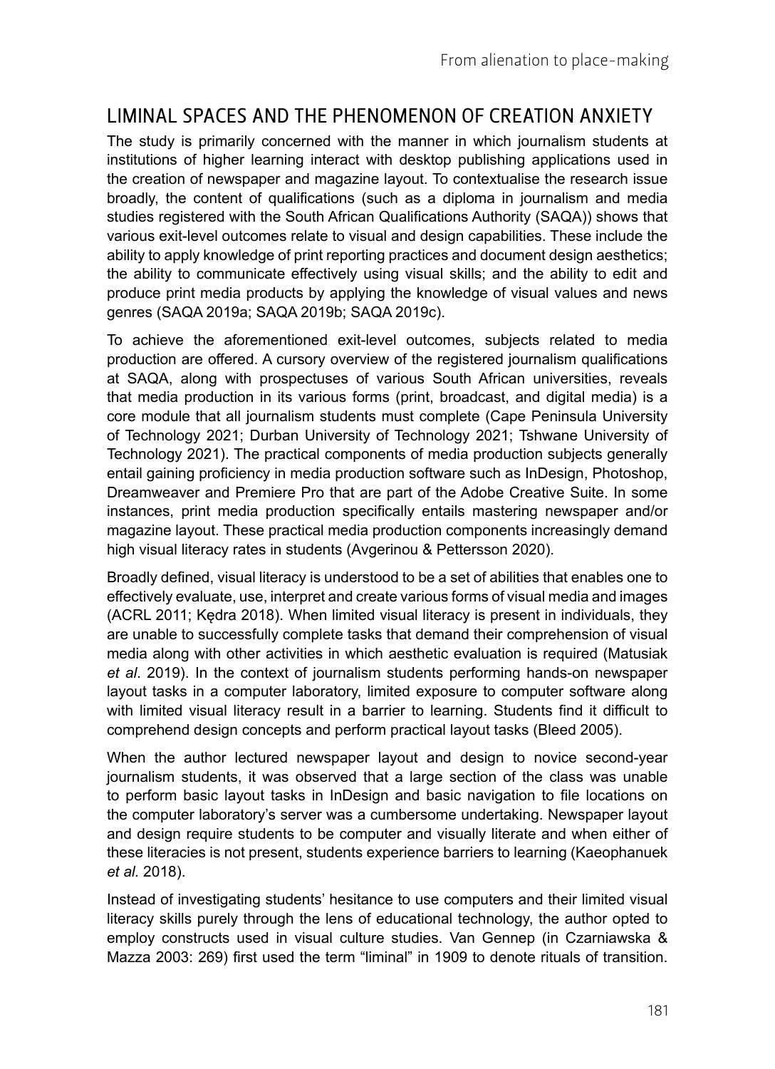## LIMINAL SPACES AND THE PHENOMENON OF CREATION ANXIETY

The study is primarily concerned with the manner in which journalism students at institutions of higher learning interact with desktop publishing applications used in the creation of newspaper and magazine layout. To contextualise the research issue broadly, the content of qualifications (such as a diploma in journalism and media studies registered with the South African Qualifications Authority (SAQA)) shows that various exit-level outcomes relate to visual and design capabilities. These include the ability to apply knowledge of print reporting practices and document design aesthetics; the ability to communicate effectively using visual skills; and the ability to edit and produce print media products by applying the knowledge of visual values and news genres (SAQA 2019a; SAQA 2019b; SAQA 2019c).

To achieve the aforementioned exit-level outcomes, subjects related to media production are offered. A cursory overview of the registered journalism qualifications at SAQA, along with prospectuses of various South African universities, reveals that media production in its various forms (print, broadcast, and digital media) is a core module that all journalism students must complete (Cape Peninsula University of Technology 2021; Durban University of Technology 2021; Tshwane University of Technology 2021). The practical components of media production subjects generally entail gaining proficiency in media production software such as InDesign, Photoshop, Dreamweaver and Premiere Pro that are part of the Adobe Creative Suite. In some instances, print media production specifically entails mastering newspaper and/or magazine layout. These practical media production components increasingly demand high visual literacy rates in students (Avgerinou & Pettersson 2020).

Broadly defined, visual literacy is understood to be a set of abilities that enables one to effectively evaluate, use, interpret and create various forms of visual media and images (ACRL 2011; Kędra 2018). When limited visual literacy is present in individuals, they are unable to successfully complete tasks that demand their comprehension of visual media along with other activities in which aesthetic evaluation is required (Matusiak *et al*. 2019). In the context of journalism students performing hands-on newspaper layout tasks in a computer laboratory, limited exposure to computer software along with limited visual literacy result in a barrier to learning. Students find it difficult to comprehend design concepts and perform practical layout tasks (Bleed 2005).

When the author lectured newspaper layout and design to novice second-year journalism students, it was observed that a large section of the class was unable to perform basic layout tasks in InDesign and basic navigation to file locations on the computer laboratory's server was a cumbersome undertaking. Newspaper layout and design require students to be computer and visually literate and when either of these literacies is not present, students experience barriers to learning (Kaeophanuek *et al.* 2018).

Instead of investigating students' hesitance to use computers and their limited visual literacy skills purely through the lens of educational technology, the author opted to employ constructs used in visual culture studies. Van Gennep (in Czarniawska & Mazza 2003: 269) first used the term "liminal" in 1909 to denote rituals of transition.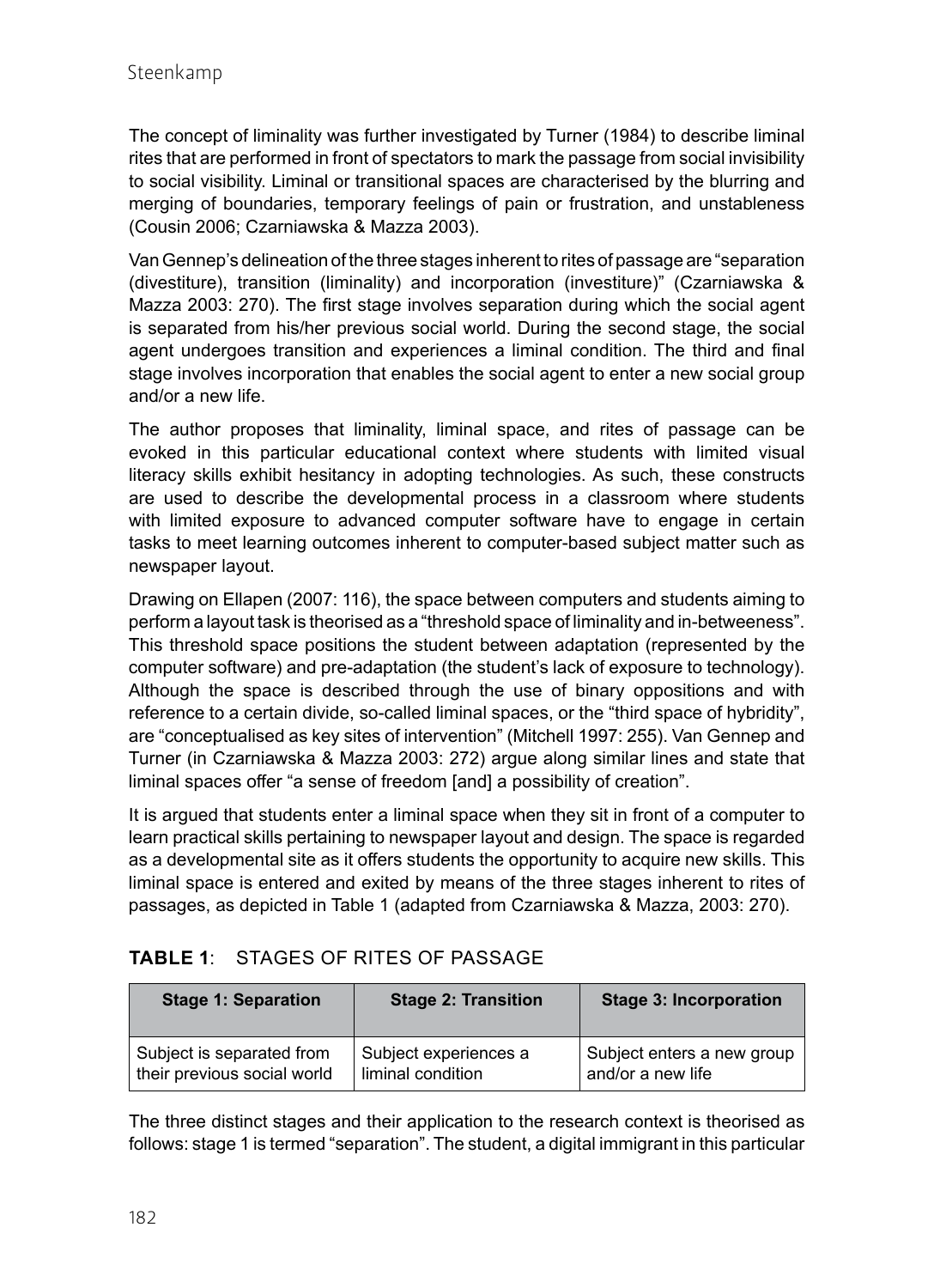The concept of liminality was further investigated by Turner (1984) to describe liminal rites that are performed in front of spectators to mark the passage from social invisibility to social visibility. Liminal or transitional spaces are characterised by the blurring and merging of boundaries, temporary feelings of pain or frustration, and unstableness (Cousin 2006; Czarniawska & Mazza 2003).

Van Gennep's delineation of the three stages inherent to rites of passage are "separation (divestiture), transition (liminality) and incorporation (investiture)" (Czarniawska & Mazza 2003: 270). The first stage involves separation during which the social agent is separated from his/her previous social world. During the second stage, the social agent undergoes transition and experiences a liminal condition. The third and final stage involves incorporation that enables the social agent to enter a new social group and/or a new life.

The author proposes that liminality, liminal space, and rites of passage can be evoked in this particular educational context where students with limited visual literacy skills exhibit hesitancy in adopting technologies. As such, these constructs are used to describe the developmental process in a classroom where students with limited exposure to advanced computer software have to engage in certain tasks to meet learning outcomes inherent to computer-based subject matter such as newspaper layout.

Drawing on Ellapen (2007: 116), the space between computers and students aiming to perform a layout task is theorised as a "threshold space of liminality and in-betweeness". This threshold space positions the student between adaptation (represented by the computer software) and pre-adaptation (the student's lack of exposure to technology). Although the space is described through the use of binary oppositions and with reference to a certain divide, so-called liminal spaces, or the "third space of hybridity", are "conceptualised as key sites of intervention" (Mitchell 1997: 255). Van Gennep and Turner (in Czarniawska & Mazza 2003: 272) argue along similar lines and state that liminal spaces offer "a sense of freedom [and] a possibility of creation".

It is argued that students enter a liminal space when they sit in front of a computer to learn practical skills pertaining to newspaper layout and design. The space is regarded as a developmental site as it offers students the opportunity to acquire new skills. This liminal space is entered and exited by means of the three stages inherent to rites of passages, as depicted in Table 1 (adapted from Czarniawska & Mazza, 2003: 270).

**TABLE 1**: STAGES OF RITES OF PASSAGE

| Stage 1: Separation | Stage 2: Transition | Stage 3: Incorporation |
| --- | --- | --- |
| Subject is separated from their previous social world | Subject experiences a liminal condition | Subject enters a new group and/or a new life |

The three distinct stages and their application to the research context is theorised as follows: stage 1 is termed "separation". The student, a digital immigrant in this particular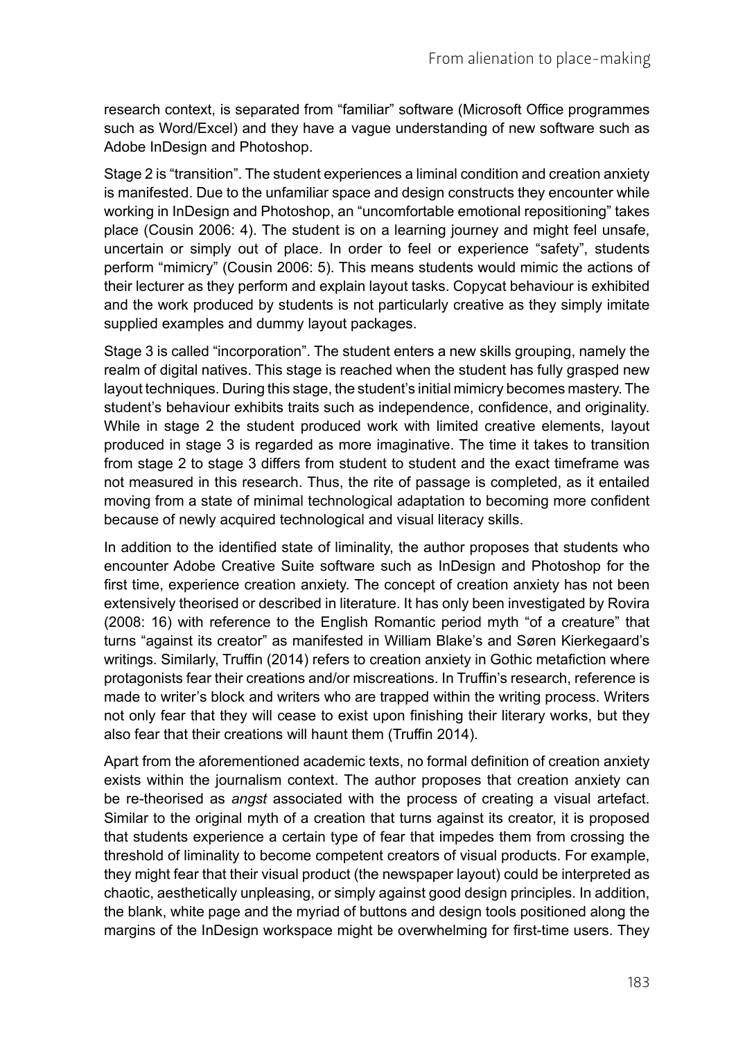research context, is separated from "familiar" software (Microsoft Office programmes such as Word/Excel) and they have a vague understanding of new software such as Adobe InDesign and Photoshop.

Stage 2 is "transition". The student experiences a liminal condition and creation anxiety is manifested. Due to the unfamiliar space and design constructs they encounter while working in InDesign and Photoshop, an "uncomfortable emotional repositioning" takes place (Cousin 2006: 4). The student is on a learning journey and might feel unsafe, uncertain or simply out of place. In order to feel or experience "safety", students perform "mimicry" (Cousin 2006: 5). This means students would mimic the actions of their lecturer as they perform and explain layout tasks. Copycat behaviour is exhibited and the work produced by students is not particularly creative as they simply imitate supplied examples and dummy layout packages.

Stage 3 is called "incorporation". The student enters a new skills grouping, namely the realm of digital natives. This stage is reached when the student has fully grasped new layout techniques. During this stage, the student's initial mimicry becomes mastery. The student's behaviour exhibits traits such as independence, confidence, and originality. While in stage 2 the student produced work with limited creative elements, layout produced in stage 3 is regarded as more imaginative. The time it takes to transition from stage 2 to stage 3 differs from student to student and the exact timeframe was not measured in this research. Thus, the rite of passage is completed, as it entailed moving from a state of minimal technological adaptation to becoming more confident because of newly acquired technological and visual literacy skills.

In addition to the identified state of liminality, the author proposes that students who encounter Adobe Creative Suite software such as InDesign and Photoshop for the first time, experience creation anxiety. The concept of creation anxiety has not been extensively theorised or described in literature. It has only been investigated by Rovira (2008: 16) with reference to the English Romantic period myth "of a creature" that turns "against its creator" as manifested in William Blake's and Søren Kierkegaard's writings. Similarly, Truffin (2014) refers to creation anxiety in Gothic metafiction where protagonists fear their creations and/or miscreations. In Truffin's research, reference is made to writer's block and writers who are trapped within the writing process. Writers not only fear that they will cease to exist upon finishing their literary works, but they also fear that their creations will haunt them (Truffin 2014).

Apart from the aforementioned academic texts, no formal definition of creation anxiety exists within the journalism context. The author proposes that creation anxiety can be re-theorised as *angst* associated with the process of creating a visual artefact. Similar to the original myth of a creation that turns against its creator, it is proposed that students experience a certain type of fear that impedes them from crossing the threshold of liminality to become competent creators of visual products. For example, they might fear that their visual product (the newspaper layout) could be interpreted as chaotic, aesthetically unpleasing, or simply against good design principles. In addition, the blank, white page and the myriad of buttons and design tools positioned along the margins of the InDesign workspace might be overwhelming for first-time users. They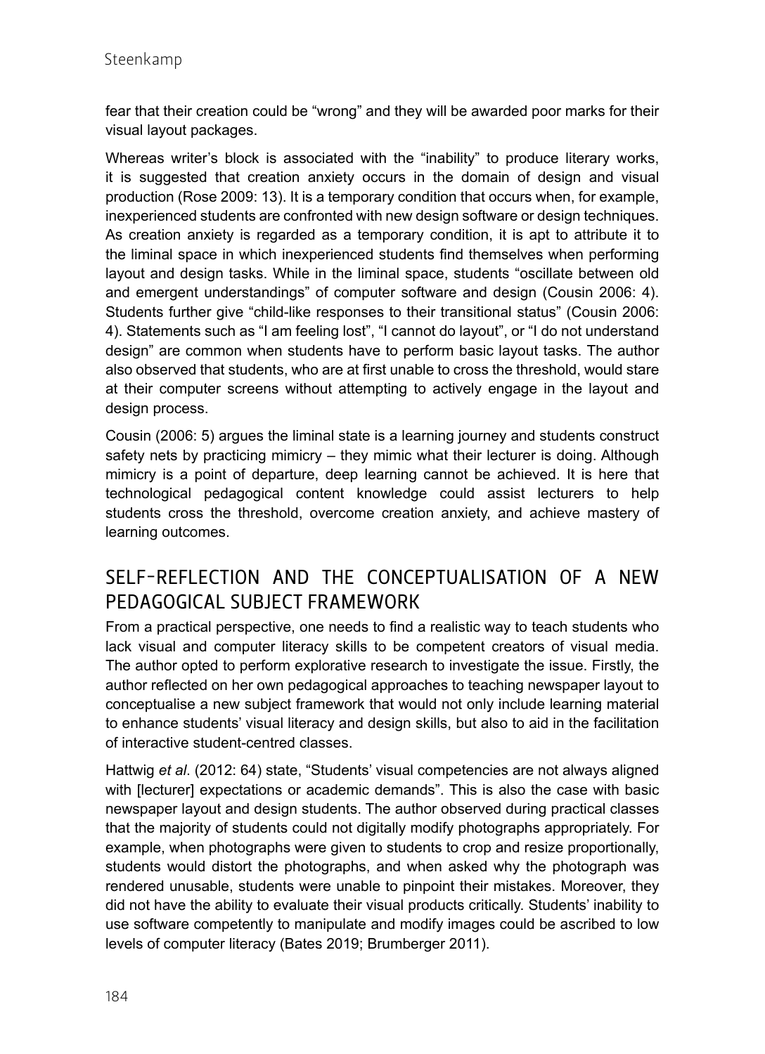fear that their creation could be "wrong" and they will be awarded poor marks for their visual layout packages.

Whereas writer's block is associated with the "inability" to produce literary works, it is suggested that creation anxiety occurs in the domain of design and visual production (Rose 2009: 13). It is a temporary condition that occurs when, for example, inexperienced students are confronted with new design software or design techniques. As creation anxiety is regarded as a temporary condition, it is apt to attribute it to the liminal space in which inexperienced students find themselves when performing layout and design tasks. While in the liminal space, students "oscillate between old and emergent understandings" of computer software and design (Cousin 2006: 4). Students further give "child-like responses to their transitional status" (Cousin 2006: 4). Statements such as "I am feeling lost", "I cannot do layout", or "I do not understand design" are common when students have to perform basic layout tasks. The author also observed that students, who are at first unable to cross the threshold, would stare at their computer screens without attempting to actively engage in the layout and design process.

Cousin (2006: 5) argues the liminal state is a learning journey and students construct safety nets by practicing mimicry – they mimic what their lecturer is doing. Although mimicry is a point of departure, deep learning cannot be achieved. It is here that technological pedagogical content knowledge could assist lecturers to help students cross the threshold, overcome creation anxiety, and achieve mastery of learning outcomes.

## SELF-REFLECTION AND THE CONCEPTUALISATION OF A NEW PEDAGOGICAL SUBJECT FRAMEWORK

From a practical perspective, one needs to find a realistic way to teach students who lack visual and computer literacy skills to be competent creators of visual media. The author opted to perform explorative research to investigate the issue. Firstly, the author reflected on her own pedagogical approaches to teaching newspaper layout to conceptualise a new subject framework that would not only include learning material to enhance students' visual literacy and design skills, but also to aid in the facilitation of interactive student-centred classes.

Hattwig *et al*. (2012: 64) state, "Students' visual competencies are not always aligned with [lecturer] expectations or academic demands". This is also the case with basic newspaper layout and design students. The author observed during practical classes that the majority of students could not digitally modify photographs appropriately. For example, when photographs were given to students to crop and resize proportionally, students would distort the photographs, and when asked why the photograph was rendered unusable, students were unable to pinpoint their mistakes. Moreover, they did not have the ability to evaluate their visual products critically. Students' inability to use software competently to manipulate and modify images could be ascribed to low levels of computer literacy (Bates 2019; Brumberger 2011).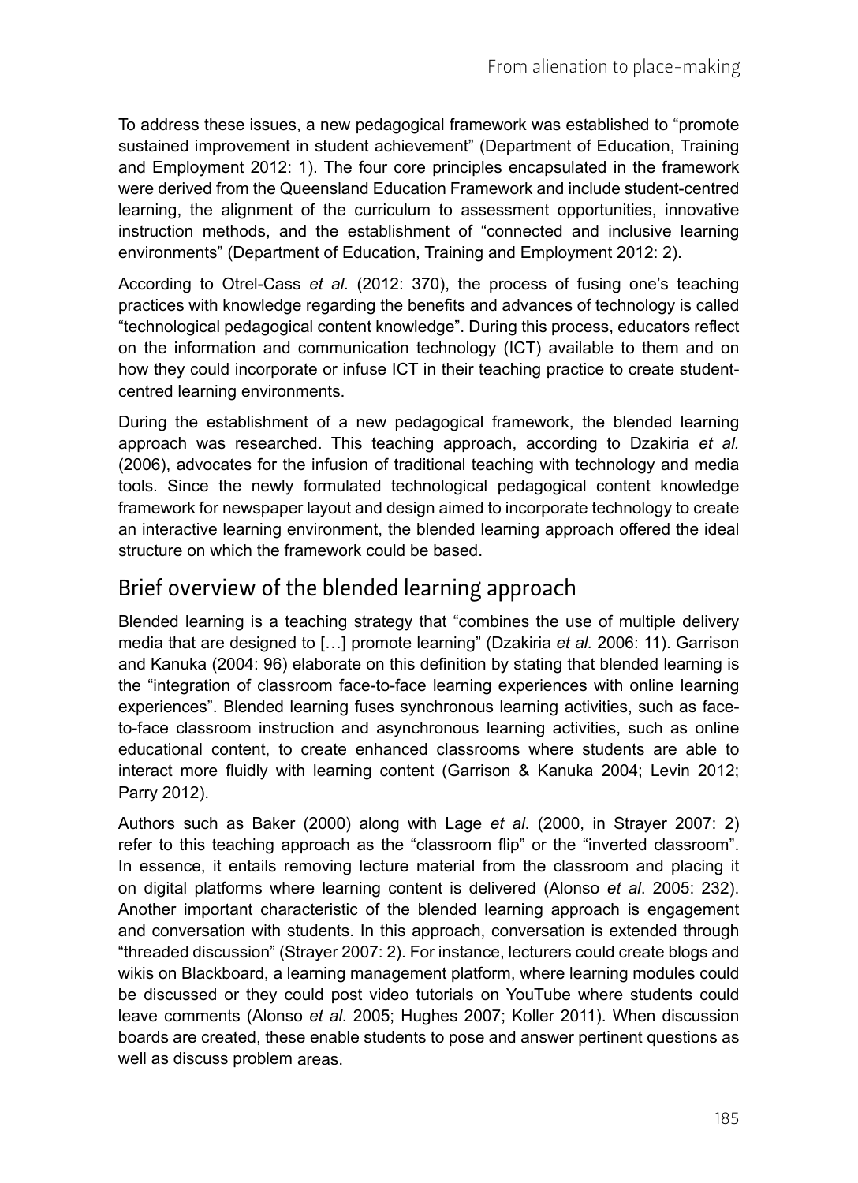To address these issues, a new pedagogical framework was established to "promote sustained improvement in student achievement" (Department of Education, Training and Employment 2012: 1). The four core principles encapsulated in the framework were derived from the Queensland Education Framework and include student-centred learning, the alignment of the curriculum to assessment opportunities, innovative instruction methods, and the establishment of "connected and inclusive learning environments" (Department of Education, Training and Employment 2012: 2).

According to Otrel-Cass *et al.* (2012: 370), the process of fusing one's teaching practices with knowledge regarding the benefits and advances of technology is called "technological pedagogical content knowledge". During this process, educators reflect on the information and communication technology (ICT) available to them and on how they could incorporate or infuse ICT in their teaching practice to create student-centred learning environments.

During the establishment of a new pedagogical framework, the blended learning approach was researched. This teaching approach, according to Dzakiria *et al.* (2006), advocates for the infusion of traditional teaching with technology and media tools. Since the newly formulated technological pedagogical content knowledge framework for newspaper layout and design aimed to incorporate technology to create an interactive learning environment, the blended learning approach offered the ideal structure on which the framework could be based.

## Brief overview of the blended learning approach

Blended learning is a teaching strategy that "combines the use of multiple delivery media that are designed to […] promote learning" (Dzakiria *et al.* 2006: 11). Garrison and Kanuka (2004: 96) elaborate on this definition by stating that blended learning is the "integration of classroom face-to-face learning experiences with online learning experiences". Blended learning fuses synchronous learning activities, such as face-to-face classroom instruction and asynchronous learning activities, such as online educational content, to create enhanced classrooms where students are able to interact more fluidly with learning content (Garrison & Kanuka 2004; Levin 2012; Parry 2012).

Authors such as Baker (2000) along with Lage *et al*. (2000, in Strayer 2007: 2) refer to this teaching approach as the "classroom flip" or the "inverted classroom". In essence, it entails removing lecture material from the classroom and placing it on digital platforms where learning content is delivered (Alonso *et al*. 2005: 232). Another important characteristic of the blended learning approach is engagement and conversation with students. In this approach, conversation is extended through "threaded discussion" (Strayer 2007: 2). For instance, lecturers could create blogs and wikis on Blackboard, a learning management platform, where learning modules could be discussed or they could post video tutorials on YouTube where students could leave comments (Alonso *et al*. 2005; Hughes 2007; Koller 2011). When discussion boards are created, these enable students to pose and answer pertinent questions as well as discuss problem areas.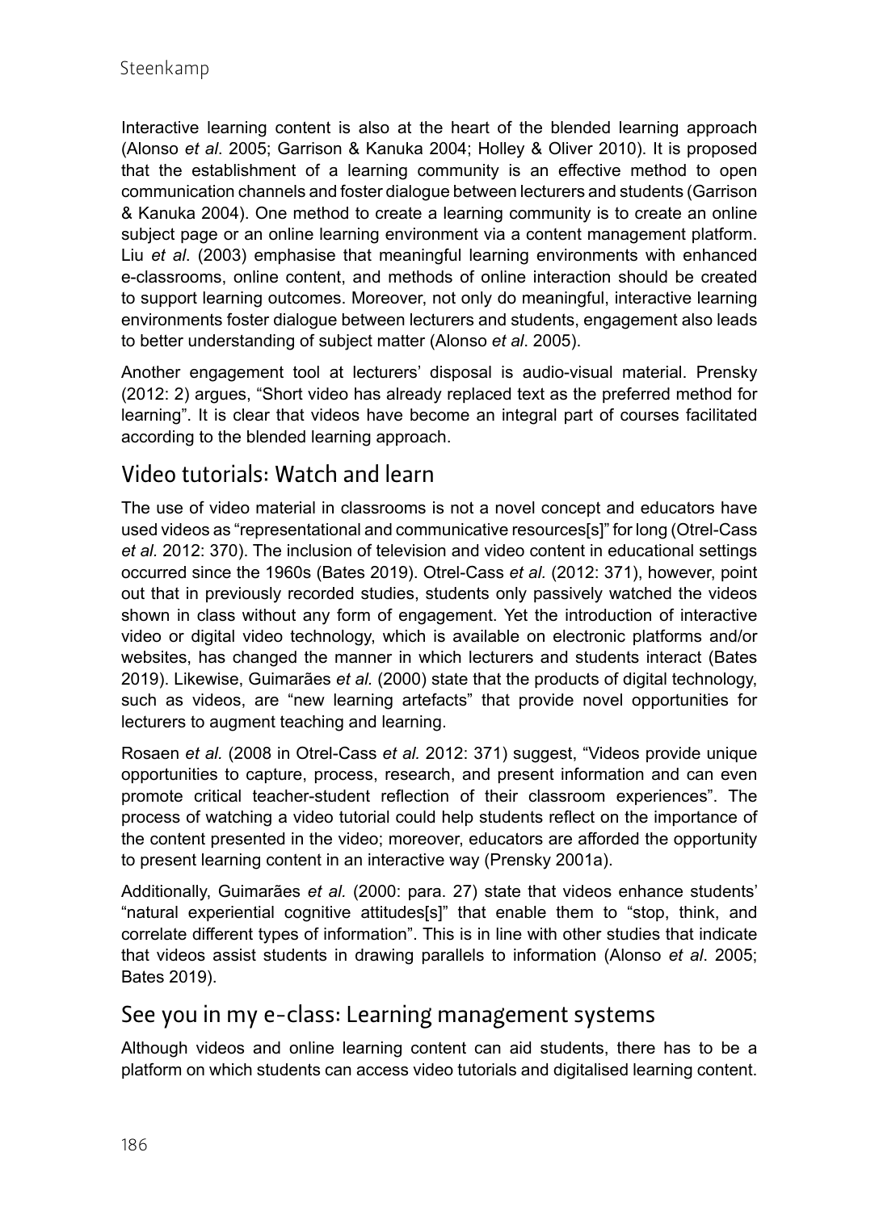Interactive learning content is also at the heart of the blended learning approach (Alonso *et al*. 2005; Garrison & Kanuka 2004; Holley & Oliver 2010). It is proposed that the establishment of a learning community is an effective method to open communication channels and foster dialogue between lecturers and students (Garrison & Kanuka 2004). One method to create a learning community is to create an online subject page or an online learning environment via a content management platform. Liu *et al*. (2003) emphasise that meaningful learning environments with enhanced e-classrooms, online content, and methods of online interaction should be created to support learning outcomes. Moreover, not only do meaningful, interactive learning environments foster dialogue between lecturers and students, engagement also leads to better understanding of subject matter (Alonso *et al*. 2005).

Another engagement tool at lecturers' disposal is audio-visual material. Prensky (2012: 2) argues, "Short video has already replaced text as the preferred method for learning". It is clear that videos have become an integral part of courses facilitated according to the blended learning approach.

## Video tutorials: Watch and learn

The use of video material in classrooms is not a novel concept and educators have used videos as "representational and communicative resources[s]" for long (Otrel-Cass *et al.* 2012: 370). The inclusion of television and video content in educational settings occurred since the 1960s (Bates 2019). Otrel-Cass *et al.* (2012: 371), however, point out that in previously recorded studies, students only passively watched the videos shown in class without any form of engagement. Yet the introduction of interactive video or digital video technology, which is available on electronic platforms and/or websites, has changed the manner in which lecturers and students interact (Bates 2019). Likewise, Guimarães *et al.* (2000) state that the products of digital technology, such as videos, are "new learning artefacts" that provide novel opportunities for lecturers to augment teaching and learning.

Rosaen *et al.* (2008 in Otrel-Cass *et al.* 2012: 371) suggest, "Videos provide unique opportunities to capture, process, research, and present information and can even promote critical teacher-student reflection of their classroom experiences". The process of watching a video tutorial could help students reflect on the importance of the content presented in the video; moreover, educators are afforded the opportunity to present learning content in an interactive way (Prensky 2001a).

Additionally, Guimarães *et al.* (2000: para. 27) state that videos enhance students' "natural experiential cognitive attitudes[s]" that enable them to "stop, think, and correlate different types of information". This is in line with other studies that indicate that videos assist students in drawing parallels to information (Alonso *et al*. 2005; Bates 2019).

## See you in my e-class: Learning management systems

Although videos and online learning content can aid students, there has to be a platform on which students can access video tutorials and digitalised learning content.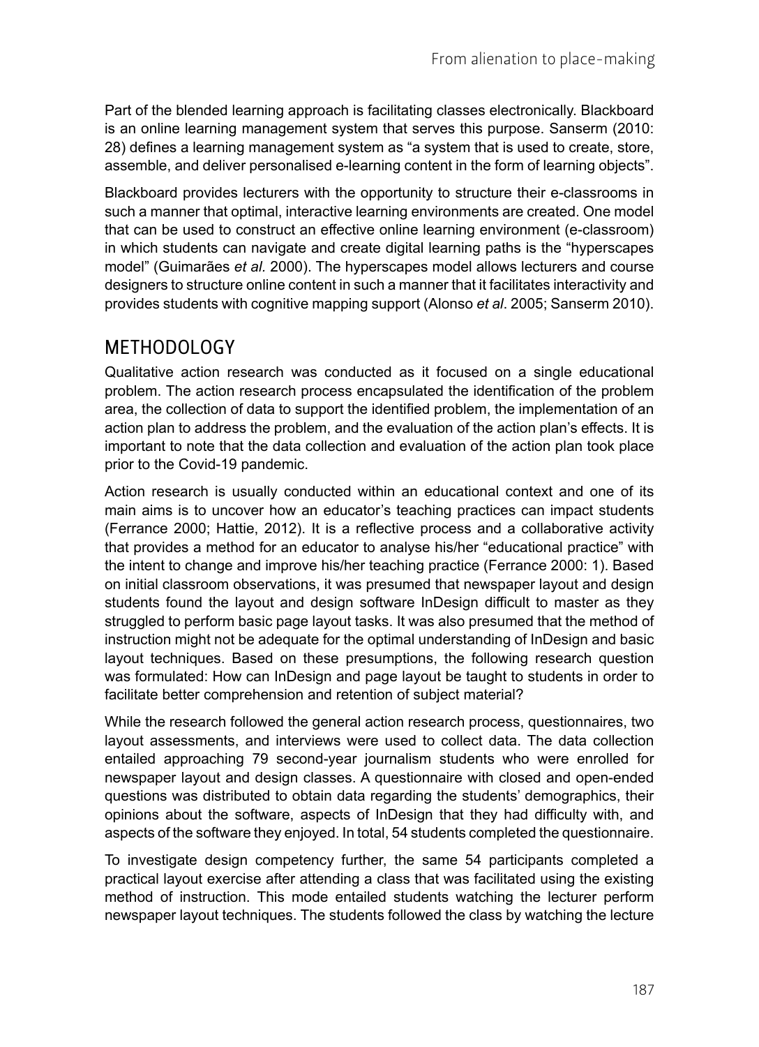Part of the blended learning approach is facilitating classes electronically. Blackboard is an online learning management system that serves this purpose. Sanserm (2010: 28) defines a learning management system as "a system that is used to create, store, assemble, and deliver personalised e-learning content in the form of learning objects".

Blackboard provides lecturers with the opportunity to structure their e-classrooms in such a manner that optimal, interactive learning environments are created. One model that can be used to construct an effective online learning environment (e-classroom) in which students can navigate and create digital learning paths is the "hyperscapes model" (Guimarães *et al.* 2000). The hyperscapes model allows lecturers and course designers to structure online content in such a manner that it facilitates interactivity and provides students with cognitive mapping support (Alonso *et al*. 2005; Sanserm 2010).

## METHODOLOGY

Qualitative action research was conducted as it focused on a single educational problem. The action research process encapsulated the identification of the problem area, the collection of data to support the identified problem, the implementation of an action plan to address the problem, and the evaluation of the action plan's effects. It is important to note that the data collection and evaluation of the action plan took place prior to the Covid-19 pandemic.

Action research is usually conducted within an educational context and one of its main aims is to uncover how an educator's teaching practices can impact students (Ferrance 2000; Hattie, 2012). It is a reflective process and a collaborative activity that provides a method for an educator to analyse his/her "educational practice" with the intent to change and improve his/her teaching practice (Ferrance 2000: 1). Based on initial classroom observations, it was presumed that newspaper layout and design students found the layout and design software InDesign difficult to master as they struggled to perform basic page layout tasks. It was also presumed that the method of instruction might not be adequate for the optimal understanding of InDesign and basic layout techniques. Based on these presumptions, the following research question was formulated: How can InDesign and page layout be taught to students in order to facilitate better comprehension and retention of subject material?

While the research followed the general action research process, questionnaires, two layout assessments, and interviews were used to collect data. The data collection entailed approaching 79 second-year journalism students who were enrolled for newspaper layout and design classes. A questionnaire with closed and open-ended questions was distributed to obtain data regarding the students' demographics, their opinions about the software, aspects of InDesign that they had difficulty with, and aspects of the software they enjoyed. In total, 54 students completed the questionnaire.

To investigate design competency further, the same 54 participants completed a practical layout exercise after attending a class that was facilitated using the existing method of instruction. This mode entailed students watching the lecturer perform newspaper layout techniques. The students followed the class by watching the lecture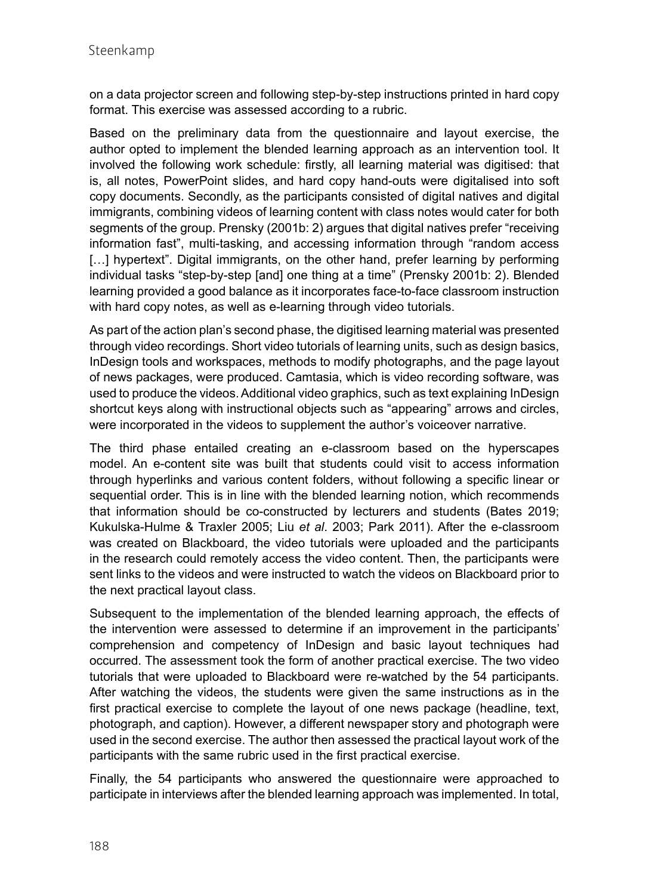on a data projector screen and following step-by-step instructions printed in hard copy format. This exercise was assessed according to a rubric.

Based on the preliminary data from the questionnaire and layout exercise, the author opted to implement the blended learning approach as an intervention tool. It involved the following work schedule: firstly, all learning material was digitised: that is, all notes, PowerPoint slides, and hard copy hand-outs were digitalised into soft copy documents. Secondly, as the participants consisted of digital natives and digital immigrants, combining videos of learning content with class notes would cater for both segments of the group. Prensky (2001b: 2) argues that digital natives prefer "receiving information fast", multi-tasking, and accessing information through "random access […] hypertext". Digital immigrants, on the other hand, prefer learning by performing individual tasks "step-by-step [and] one thing at a time" (Prensky 2001b: 2). Blended learning provided a good balance as it incorporates face-to-face classroom instruction with hard copy notes, as well as e-learning through video tutorials.

As part of the action plan's second phase, the digitised learning material was presented through video recordings. Short video tutorials of learning units, such as design basics, InDesign tools and workspaces, methods to modify photographs, and the page layout of news packages, were produced. Camtasia, which is video recording software, was used to produce the videos. Additional video graphics, such as text explaining InDesign shortcut keys along with instructional objects such as "appearing" arrows and circles, were incorporated in the videos to supplement the author's voiceover narrative.

The third phase entailed creating an e-classroom based on the hyperscapes model. An e-content site was built that students could visit to access information through hyperlinks and various content folders, without following a specific linear or sequential order. This is in line with the blended learning notion, which recommends that information should be co-constructed by lecturers and students (Bates 2019; Kukulska-Hulme & Traxler 2005; Liu *et al*. 2003; Park 2011). After the e-classroom was created on Blackboard, the video tutorials were uploaded and the participants in the research could remotely access the video content. Then, the participants were sent links to the videos and were instructed to watch the videos on Blackboard prior to the next practical layout class.

Subsequent to the implementation of the blended learning approach, the effects of the intervention were assessed to determine if an improvement in the participants' comprehension and competency of InDesign and basic layout techniques had occurred. The assessment took the form of another practical exercise. The two video tutorials that were uploaded to Blackboard were re-watched by the 54 participants. After watching the videos, the students were given the same instructions as in the first practical exercise to complete the layout of one news package (headline, text, photograph, and caption). However, a different newspaper story and photograph were used in the second exercise. The author then assessed the practical layout work of the participants with the same rubric used in the first practical exercise.

Finally, the 54 participants who answered the questionnaire were approached to participate in interviews after the blended learning approach was implemented. In total,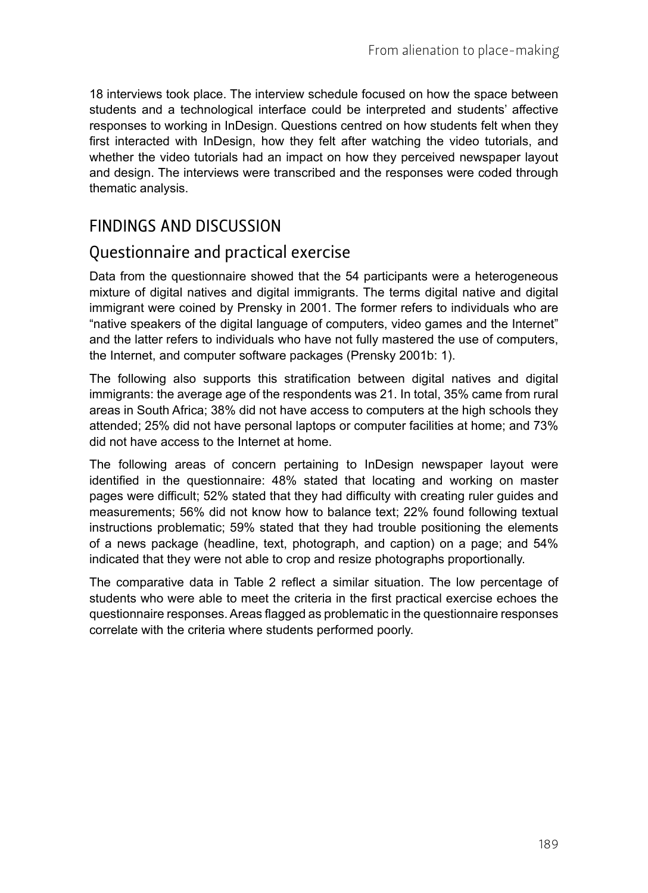18 interviews took place. The interview schedule focused on how the space between students and a technological interface could be interpreted and students' affective responses to working in InDesign. Questions centred on how students felt when they first interacted with InDesign, how they felt after watching the video tutorials, and whether the video tutorials had an impact on how they perceived newspaper layout and design. The interviews were transcribed and the responses were coded through thematic analysis.

## FINDINGS AND DISCUSSION

### Questionnaire and practical exercise

Data from the questionnaire showed that the 54 participants were a heterogeneous mixture of digital natives and digital immigrants. The terms digital native and digital immigrant were coined by Prensky in 2001. The former refers to individuals who are "native speakers of the digital language of computers, video games and the Internet" and the latter refers to individuals who have not fully mastered the use of computers, the Internet, and computer software packages (Prensky 2001b: 1).

The following also supports this stratification between digital natives and digital immigrants: the average age of the respondents was 21. In total, 35% came from rural areas in South Africa; 38% did not have access to computers at the high schools they attended; 25% did not have personal laptops or computer facilities at home; and 73% did not have access to the Internet at home.

The following areas of concern pertaining to InDesign newspaper layout were identified in the questionnaire: 48% stated that locating and working on master pages were difficult; 52% stated that they had difficulty with creating ruler guides and measurements; 56% did not know how to balance text; 22% found following textual instructions problematic; 59% stated that they had trouble positioning the elements of a news package (headline, text, photograph, and caption) on a page; and 54% indicated that they were not able to crop and resize photographs proportionally.

The comparative data in Table 2 reflect a similar situation. The low percentage of students who were able to meet the criteria in the first practical exercise echoes the questionnaire responses. Areas flagged as problematic in the questionnaire responses correlate with the criteria where students performed poorly.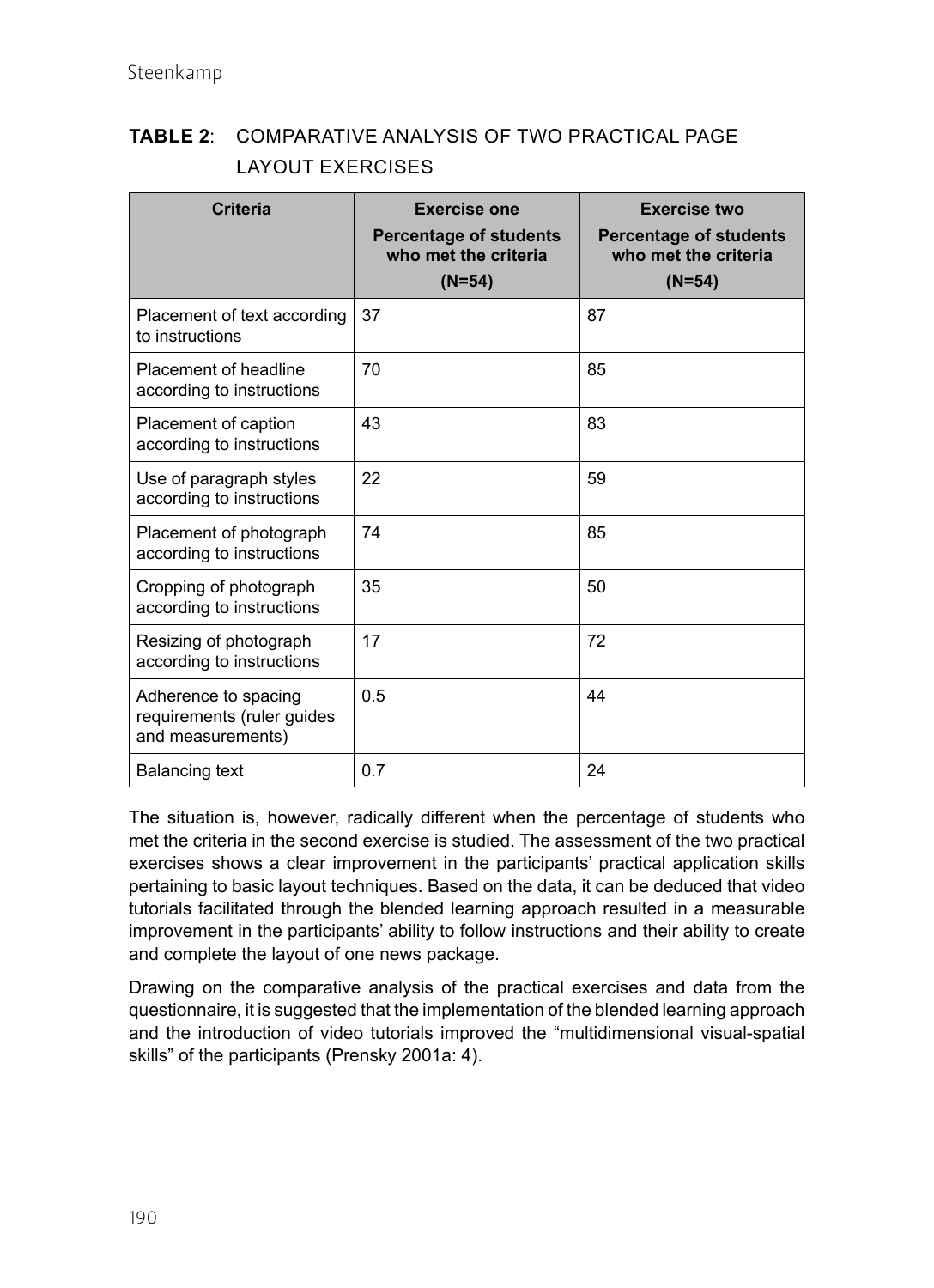**TABLE 2**: COMPARATIVE ANALYSIS OF TWO PRACTICAL PAGE LAYOUT EXERCISES

| Criteria | Exercise one Percentage of students who met the criteria (N=54) | Exercise two Percentage of students who met the criteria (N=54) |
|---|---|---|
| Placement of text according to instructions | 37 | 87 |
| Placement of headline according to instructions | 70 | 85 |
| Placement of caption according to instructions | 43 | 83 |
| Use of paragraph styles according to instructions | 22 | 59 |
| Placement of photograph according to instructions | 74 | 85 |
| Cropping of photograph according to instructions | 35 | 50 |
| Resizing of photograph according to instructions | 17 | 72 |
| Adherence to spacing requirements (ruler guides and measurements) | 0.5 | 44 |
| Balancing text | 0.7 | 24 |

The situation is, however, radically different when the percentage of students who met the criteria in the second exercise is studied. The assessment of the two practical exercises shows a clear improvement in the participants' practical application skills pertaining to basic layout techniques. Based on the data, it can be deduced that video tutorials facilitated through the blended learning approach resulted in a measurable improvement in the participants' ability to follow instructions and their ability to create and complete the layout of one news package.

Drawing on the comparative analysis of the practical exercises and data from the questionnaire, it is suggested that the implementation of the blended learning approach and the introduction of video tutorials improved the "multidimensional visual-spatial skills" of the participants (Prensky 2001a: 4).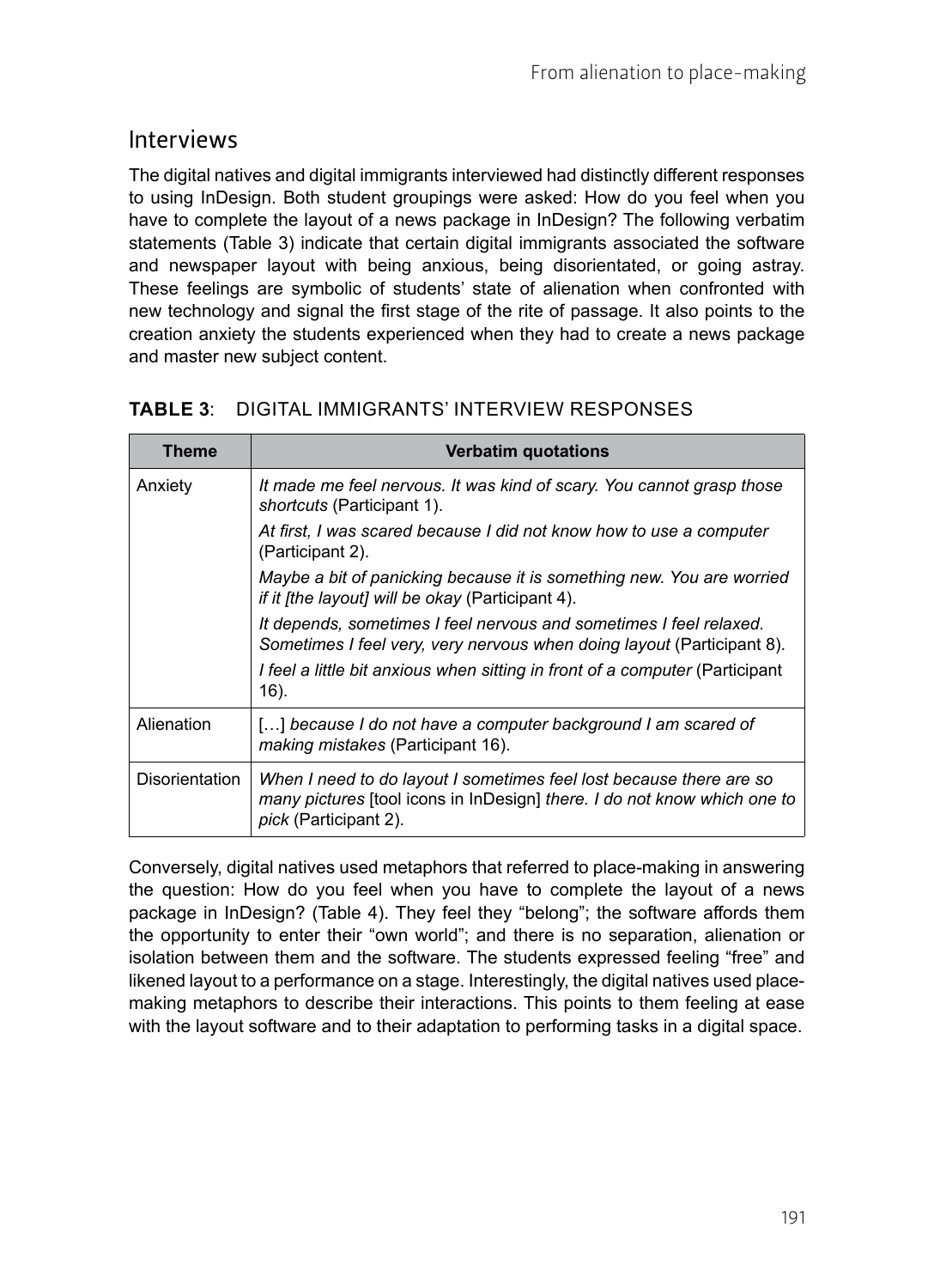## Interviews

The digital natives and digital immigrants interviewed had distinctly different responses to using InDesign. Both student groupings were asked: How do you feel when you have to complete the layout of a news package in InDesign? The following verbatim statements (Table 3) indicate that certain digital immigrants associated the software and newspaper layout with being anxious, being disorientated, or going astray. These feelings are symbolic of students' state of alienation when confronted with new technology and signal the first stage of the rite of passage. It also points to the creation anxiety the students experienced when they had to create a news package and master new subject content.

**TABLE 3**: DIGITAL IMMIGRANTS' INTERVIEW RESPONSES

| Theme | Verbatim quotations |
|---|---|
| Anxiety | *It made me feel nervous. It was kind of scary. You cannot grasp those shortcuts* (Participant 1). |
| | *At first, I was scared because I did not know how to use a computer* (Participant 2). |
| | *Maybe a bit of panicking because it is something new. You are worried if it [the layout] will be okay* (Participant 4). |
| | *It depends, sometimes I feel nervous and sometimes I feel relaxed. Sometimes I feel very, very nervous when doing layout* (Participant 8). |
| | *I feel a little bit anxious when sitting in front of a computer* (Participant 16). |
| Alienation | […] *because I do not have a computer background I am scared of making mistakes* (Participant 16). |
| Disorientation | *When I need to do layout I sometimes feel lost because there are so many pictures* [tool icons in InDesign] *there. I do not know which one to pick* (Participant 2). |

Conversely, digital natives used metaphors that referred to place-making in answering the question: How do you feel when you have to complete the layout of a news package in InDesign? (Table 4). They feel they "belong"; the software affords them the opportunity to enter their "own world"; and there is no separation, alienation or isolation between them and the software. The students expressed feeling "free" and likened layout to a performance on a stage. Interestingly, the digital natives used place-making metaphors to describe their interactions. This points to them feeling at ease with the layout software and to their adaptation to performing tasks in a digital space.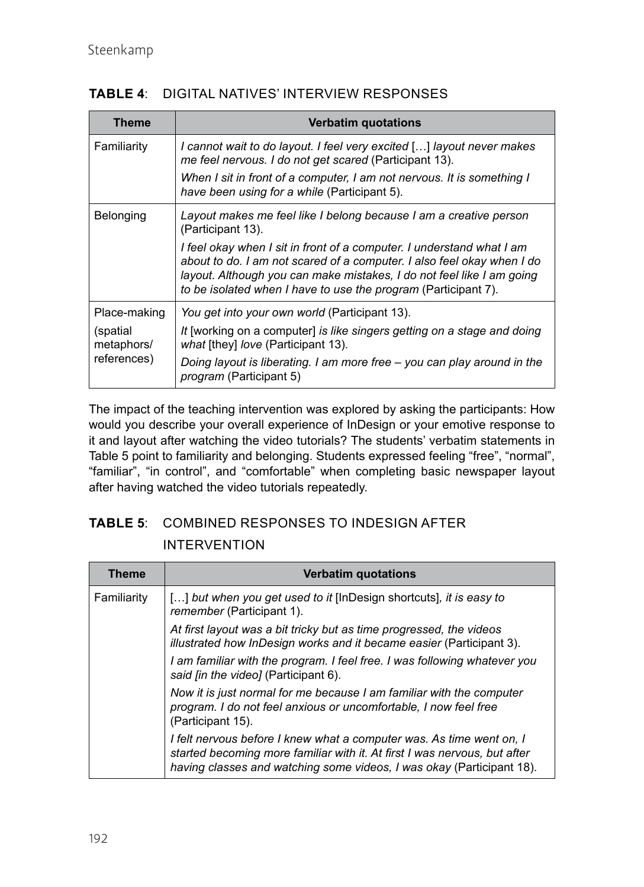**TABLE 4**: DIGITAL NATIVES' INTERVIEW RESPONSES

| Theme | Verbatim quotations |
|---|---|
| Familiarity | *I cannot wait to do layout. I feel very excited* […] *layout never makes me feel nervous. I do not get scared* (Participant 13). *When I sit in front of a computer, I am not nervous. It is something I have been using for a while* (Participant 5). |
| Belonging | *Layout makes me feel like I belong because I am a creative person* (Participant 13). *I feel okay when I sit in front of a computer. I understand what I am about to do. I am not scared of a computer. I also feel okay when I do layout. Although you can make mistakes, I do not feel like I am going to be isolated when I have to use the program* (Participant 7). |
| Place-making (spatial metaphors/ references) | *You get into your own world* (Participant 13). *It* [working on a computer] *is like singers getting on a stage and doing what* [they] *love* (Participant 13). *Doing layout is liberating. I am more free – you can play around in the program* (Participant 5) |

The impact of the teaching intervention was explored by asking the participants: How would you describe your overall experience of InDesign or your emotive response to it and layout after watching the video tutorials? The students' verbatim statements in Table 5 point to familiarity and belonging. Students expressed feeling "free", "normal", "familiar", "in control", and "comfortable" when completing basic newspaper layout after having watched the video tutorials repeatedly.

**TABLE 5**: COMBINED RESPONSES TO INDESIGN AFTER INTERVENTION

| Theme | Verbatim quotations |
|---|---|
| Familiarity | […] *but when you get used to it* [InDesign shortcuts]*, it is easy to remember* (Participant 1). *At first layout was a bit tricky but as time progressed, the videos illustrated how InDesign works and it became easier* (Participant 3). *I am familiar with the program. I feel free. I was following whatever you said [in the video]* (Participant 6). *Now it is just normal for me because I am familiar with the computer program. I do not feel anxious or uncomfortable, I now feel free* (Participant 15). *I felt nervous before I knew what a computer was. As time went on, I started becoming more familiar with it. At first I was nervous, but after having classes and watching some videos, I was okay* (Participant 18). |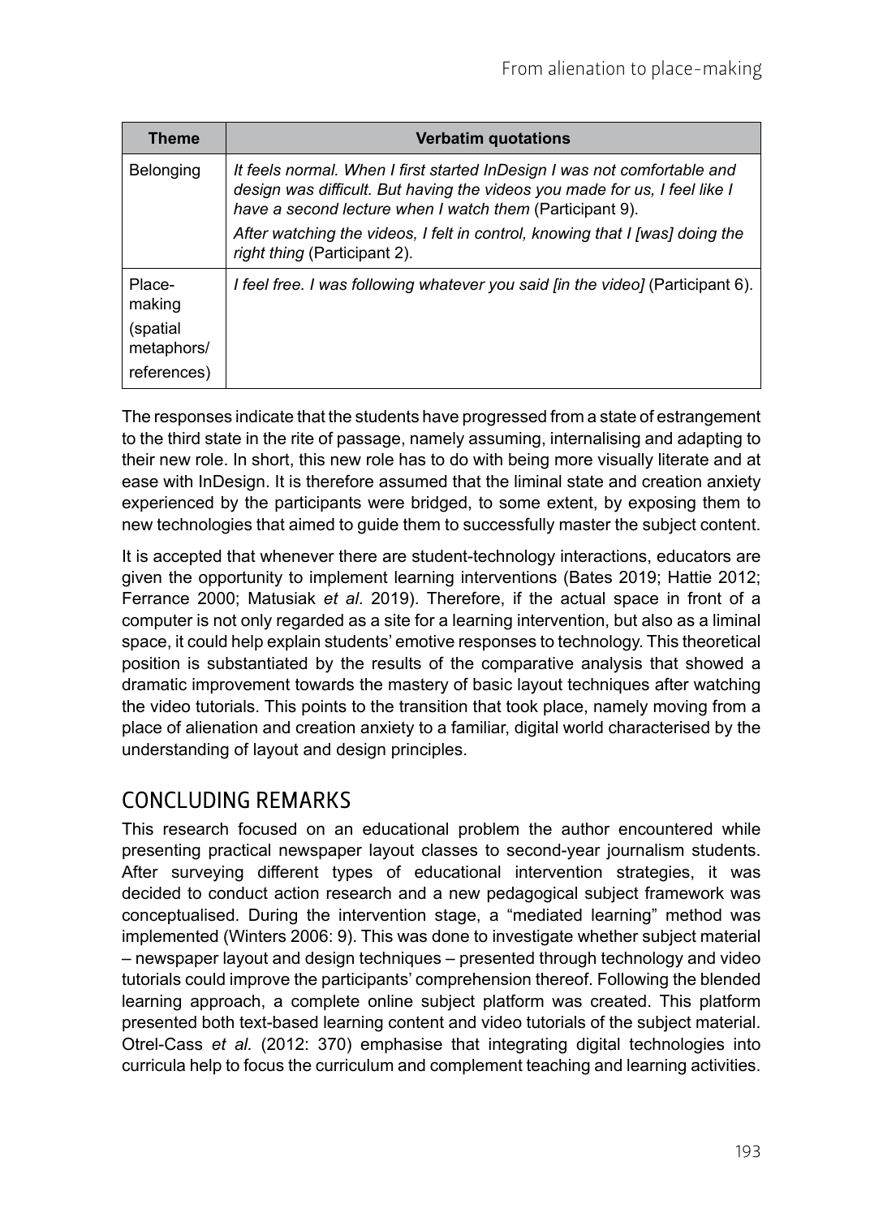| Theme | Verbatim quotations |
|---|---|
| Belonging | *It feels normal. When I first started InDesign I was not comfortable and design was difficult. But having the videos you made for us, I feel like I have a second lecture when I watch them* (Participant 9).<br>*After watching the videos, I felt in control, knowing that I [was] doing the right thing* (Participant 2). |
| Place-making (spatial metaphors/ references) | *I feel free. I was following whatever you said [in the video]* (Participant 6). |

The responses indicate that the students have progressed from a state of estrangement to the third state in the rite of passage, namely assuming, internalising and adapting to their new role. In short, this new role has to do with being more visually literate and at ease with InDesign. It is therefore assumed that the liminal state and creation anxiety experienced by the participants were bridged, to some extent, by exposing them to new technologies that aimed to guide them to successfully master the subject content.

It is accepted that whenever there are student-technology interactions, educators are given the opportunity to implement learning interventions (Bates 2019; Hattie 2012; Ferrance 2000; Matusiak *et al*. 2019). Therefore, if the actual space in front of a computer is not only regarded as a site for a learning intervention, but also as a liminal space, it could help explain students' emotive responses to technology. This theoretical position is substantiated by the results of the comparative analysis that showed a dramatic improvement towards the mastery of basic layout techniques after watching the video tutorials. This points to the transition that took place, namely moving from a place of alienation and creation anxiety to a familiar, digital world characterised by the understanding of layout and design principles.

## CONCLUDING REMARKS

This research focused on an educational problem the author encountered while presenting practical newspaper layout classes to second-year journalism students. After surveying different types of educational intervention strategies, it was decided to conduct action research and a new pedagogical subject framework was conceptualised. During the intervention stage, a "mediated learning" method was implemented (Winters 2006: 9). This was done to investigate whether subject material – newspaper layout and design techniques – presented through technology and video tutorials could improve the participants' comprehension thereof. Following the blended learning approach, a complete online subject platform was created. This platform presented both text-based learning content and video tutorials of the subject material. Otrel-Cass *et al.* (2012: 370) emphasise that integrating digital technologies into curricula help to focus the curriculum and complement teaching and learning activities.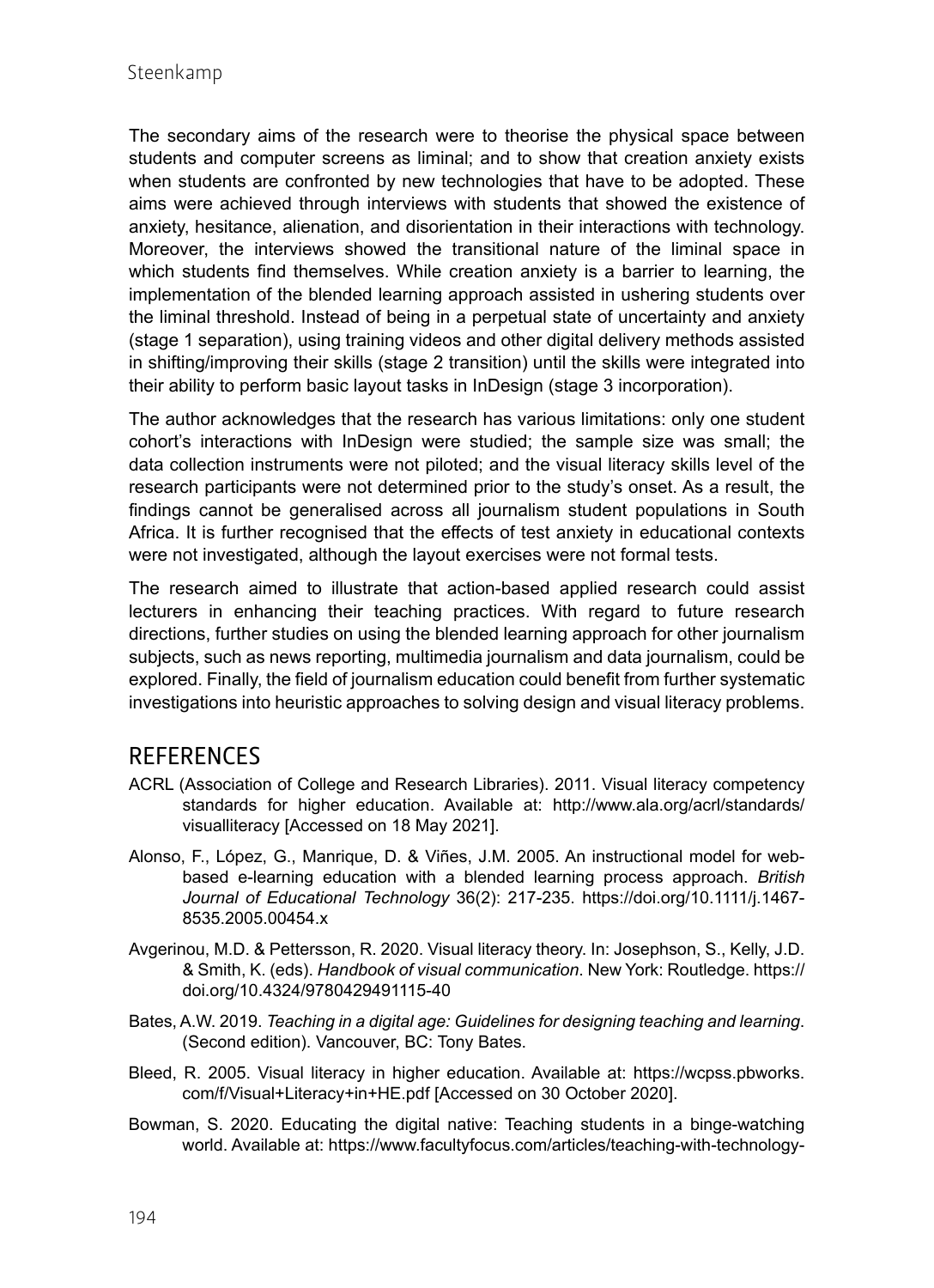The secondary aims of the research were to theorise the physical space between students and computer screens as liminal; and to show that creation anxiety exists when students are confronted by new technologies that have to be adopted. These aims were achieved through interviews with students that showed the existence of anxiety, hesitance, alienation, and disorientation in their interactions with technology. Moreover, the interviews showed the transitional nature of the liminal space in which students find themselves. While creation anxiety is a barrier to learning, the implementation of the blended learning approach assisted in ushering students over the liminal threshold. Instead of being in a perpetual state of uncertainty and anxiety (stage 1 separation), using training videos and other digital delivery methods assisted in shifting/improving their skills (stage 2 transition) until the skills were integrated into their ability to perform basic layout tasks in InDesign (stage 3 incorporation).

The author acknowledges that the research has various limitations: only one student cohort's interactions with InDesign were studied; the sample size was small; the data collection instruments were not piloted; and the visual literacy skills level of the research participants were not determined prior to the study's onset. As a result, the findings cannot be generalised across all journalism student populations in South Africa. It is further recognised that the effects of test anxiety in educational contexts were not investigated, although the layout exercises were not formal tests.

The research aimed to illustrate that action-based applied research could assist lecturers in enhancing their teaching practices. With regard to future research directions, further studies on using the blended learning approach for other journalism subjects, such as news reporting, multimedia journalism and data journalism, could be explored. Finally, the field of journalism education could benefit from further systematic investigations into heuristic approaches to solving design and visual literacy problems.

## REFERENCES

ACRL (Association of College and Research Libraries). 2011. Visual literacy competency standards for higher education. Available at: http://www.ala.org/acrl/standards/visualliteracy [Accessed on 18 May 2021].

Alonso, F., López, G., Manrique, D. & Viñes, J.M. 2005. An instructional model for web-based e-learning education with a blended learning process approach. *British Journal of Educational Technology* 36(2): 217-235. https://doi.org/10.1111/j.1467-8535.2005.00454.x

Avgerinou, M.D. & Pettersson, R. 2020. Visual literacy theory. In: Josephson, S., Kelly, J.D. & Smith, K. (eds). *Handbook of visual communication*. New York: Routledge. https://doi.org/10.4324/9780429491115-40

Bates, A.W. 2019. *Teaching in a digital age: Guidelines for designing teaching and learning*. (Second edition). Vancouver, BC: Tony Bates.

Bleed, R. 2005. Visual literacy in higher education. Available at: https://wcpss.pbworks.com/f/Visual+Literacy+in+HE.pdf [Accessed on 30 October 2020].

Bowman, S. 2020. Educating the digital native: Teaching students in a binge-watching world. Available at: https://www.facultyfocus.com/articles/teaching-with-technology-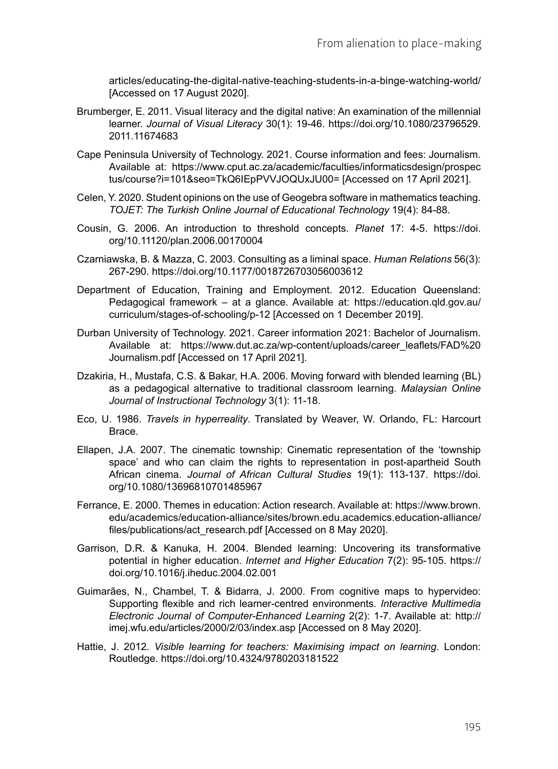articles/educating-the-digital-native-teaching-students-in-a-binge-watching-world/ [Accessed on 17 August 2020].

Brumberger, E. 2011. Visual literacy and the digital native: An examination of the millennial learner. *Journal of Visual Literacy* 30(1): 19-46. https://doi.org/10.1080/23796529.2011.11674683

Cape Peninsula University of Technology. 2021. Course information and fees: Journalism. Available at: https://www.cput.ac.za/academic/faculties/informaticsdesign/prospectus/course?i=101&seo=TkQ6IEpPVVJOQUxJU00= [Accessed on 17 April 2021].

Celen, Y. 2020. Student opinions on the use of Geogebra software in mathematics teaching. *TOJET: The Turkish Online Journal of Educational Technology* 19(4): 84-88.

Cousin, G. 2006. An introduction to threshold concepts. *Planet* 17: 4-5. https://doi.org/10.11120/plan.2006.00170004

Czarniawska, B. & Mazza, C. 2003. Consulting as a liminal space. *Human Relations* 56(3): 267-290. https://doi.org/10.1177/0018726703056003612

Department of Education, Training and Employment. 2012. Education Queensland: Pedagogical framework – at a glance. Available at: https://education.qld.gov.au/curriculum/stages-of-schooling/p-12 [Accessed on 1 December 2019].

Durban University of Technology. 2021. Career information 2021: Bachelor of Journalism. Available at: https://www.dut.ac.za/wp-content/uploads/career_leaflets/FAD%20Journalism.pdf [Accessed on 17 April 2021].

Dzakiria, H., Mustafa, C.S. & Bakar, H.A. 2006. Moving forward with blended learning (BL) as a pedagogical alternative to traditional classroom learning. *Malaysian Online Journal of Instructional Technology* 3(1): 11-18.

Eco, U. 1986. *Travels in hyperreality*. Translated by Weaver, W. Orlando, FL: Harcourt Brace.

Ellapen, J.A. 2007. The cinematic township: Cinematic representation of the 'township space' and who can claim the rights to representation in post-apartheid South African cinema. *Journal of African Cultural Studies* 19(1): 113-137. https://doi.org/10.1080/13696810701485967

Ferrance, E. 2000. Themes in education: Action research. Available at: https://www.brown.edu/academics/education-alliance/sites/brown.edu.academics.education-alliance/files/publications/act_research.pdf [Accessed on 8 May 2020].

Garrison, D.R. & Kanuka, H. 2004. Blended learning: Uncovering its transformative potential in higher education. *Internet and Higher Education* 7(2): 95-105. https://doi.org/10.1016/j.iheduc.2004.02.001

Guimarães, N., Chambel, T. & Bidarra, J. 2000. From cognitive maps to hypervideo: Supporting flexible and rich learner-centred environments. *Interactive Multimedia Electronic Journal of Computer-Enhanced Learning* 2(2): 1-7. Available at: http://imej.wfu.edu/articles/2000/2/03/index.asp [Accessed on 8 May 2020].

Hattie, J. 2012. *Visible learning for teachers: Maximising impact on learning*. London: Routledge. https://doi.org/10.4324/9780203181522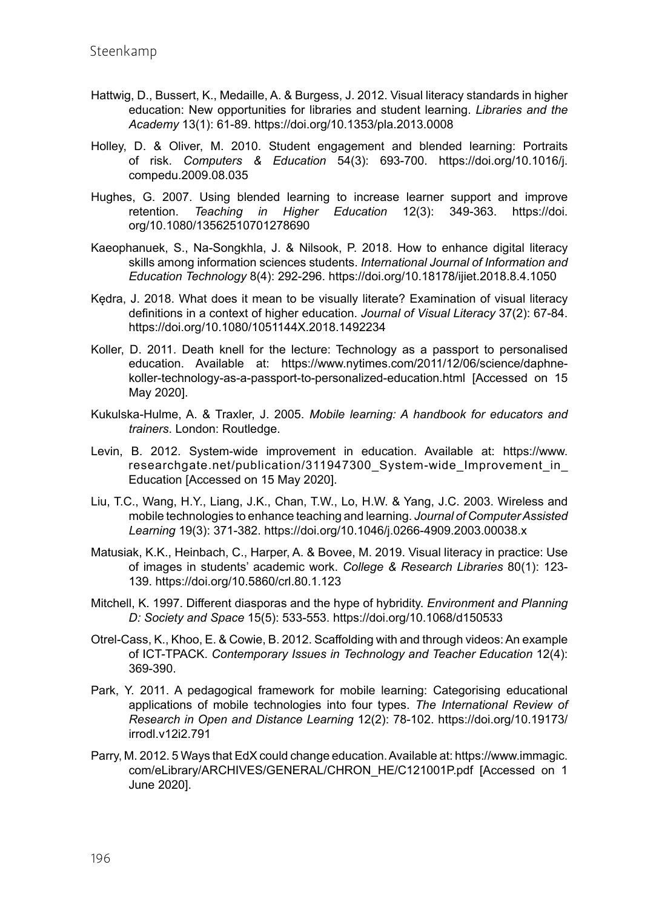Hattwig, D., Bussert, K., Medaille, A. & Burgess, J. 2012. Visual literacy standards in higher education: New opportunities for libraries and student learning. *Libraries and the Academy* 13(1): 61-89. https://doi.org/10.1353/pla.2013.0008

Holley, D. & Oliver, M. 2010. Student engagement and blended learning: Portraits of risk. *Computers & Education* 54(3): 693-700. https://doi.org/10.1016/j.compedu.2009.08.035

Hughes, G. 2007. Using blended learning to increase learner support and improve retention. *Teaching in Higher Education* 12(3): 349-363. https://doi.org/10.1080/13562510701278690

Kaeophanuek, S., Na-Songkhla, J. & Nilsook, P. 2018. How to enhance digital literacy skills among information sciences students. *International Journal of Information and Education Technology* 8(4): 292-296. https://doi.org/10.18178/ijiet.2018.8.4.1050

Kędra, J. 2018. What does it mean to be visually literate? Examination of visual literacy definitions in a context of higher education. *Journal of Visual Literacy* 37(2): 67-84. https://doi.org/10.1080/1051144X.2018.1492234

Koller, D. 2011. Death knell for the lecture: Technology as a passport to personalised education. Available at: https://www.nytimes.com/2011/12/06/science/daphne-koller-technology-as-a-passport-to-personalized-education.html [Accessed on 15 May 2020].

Kukulska-Hulme, A. & Traxler, J. 2005. *Mobile learning: A handbook for educators and trainers*. London: Routledge.

Levin, B. 2012. System-wide improvement in education. Available at: https://www.researchgate.net/publication/311947300_System-wide_Improvement_in_Education [Accessed on 15 May 2020].

Liu, T.C., Wang, H.Y., Liang, J.K., Chan, T.W., Lo, H.W. & Yang, J.C. 2003. Wireless and mobile technologies to enhance teaching and learning. *Journal of Computer Assisted Learning* 19(3): 371-382. https://doi.org/10.1046/j.0266-4909.2003.00038.x

Matusiak, K.K., Heinbach, C., Harper, A. & Bovee, M. 2019. Visual literacy in practice: Use of images in students' academic work. *College & Research Libraries* 80(1): 123-139. https://doi.org/10.5860/crl.80.1.123

Mitchell, K. 1997. Different diasporas and the hype of hybridity. *Environment and Planning D: Society and Space* 15(5): 533-553. https://doi.org/10.1068/d150533

Otrel-Cass, K., Khoo, E. & Cowie, B. 2012. Scaffolding with and through videos: An example of ICT-TPACK. *Contemporary Issues in Technology and Teacher Education* 12(4): 369-390.

Park, Y. 2011. A pedagogical framework for mobile learning: Categorising educational applications of mobile technologies into four types. *The International Review of Research in Open and Distance Learning* 12(2): 78-102. https://doi.org/10.19173/irrodl.v12i2.791

Parry, M. 2012. 5 Ways that EdX could change education. Available at: https://www.immagic.com/eLibrary/ARCHIVES/GENERAL/CHRON_HE/C121001P.pdf [Accessed on 1 June 2020].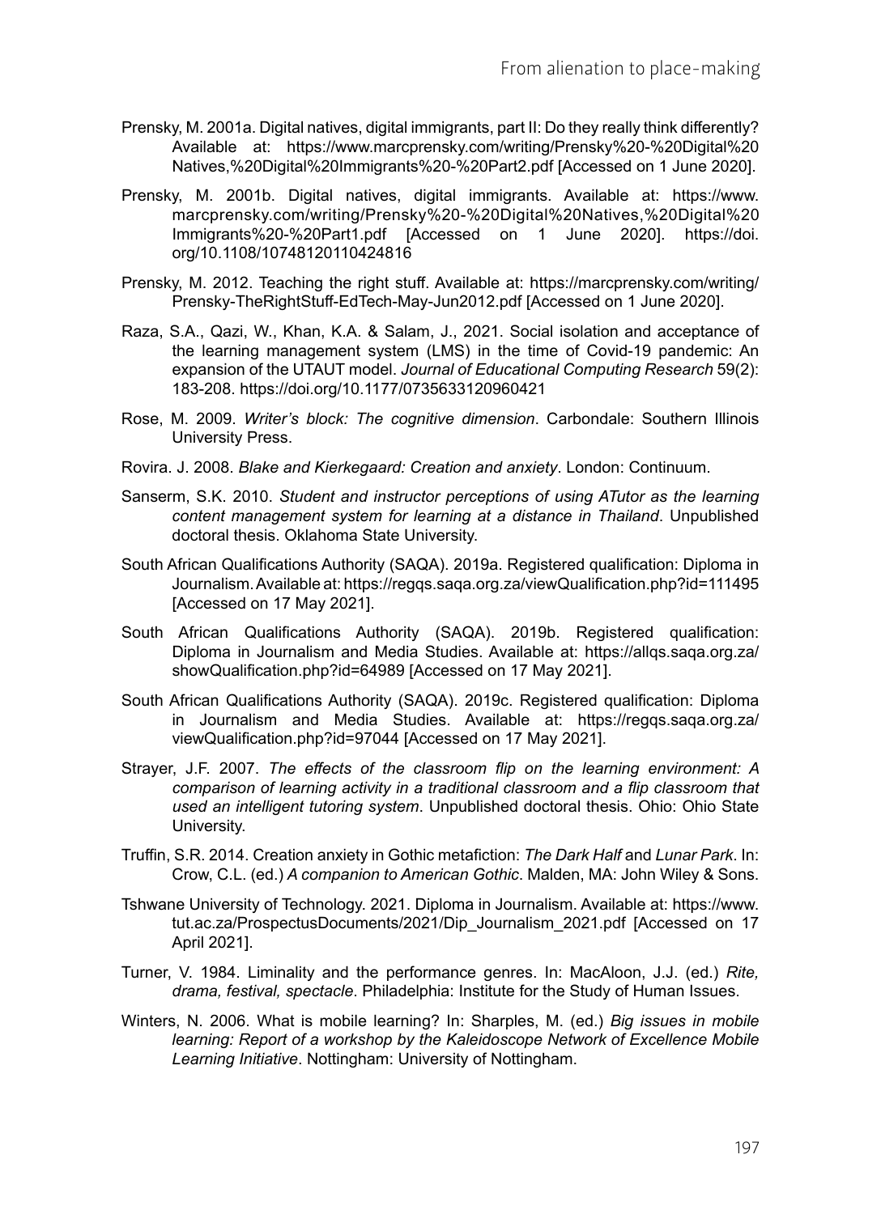Prensky, M. 2001a. Digital natives, digital immigrants, part II: Do they really think differently? Available at: https://www.marcprensky.com/writing/Prensky%20-%20Digital%20Natives,%20Digital%20Immigrants%20-%20Part2.pdf [Accessed on 1 June 2020].

Prensky, M. 2001b. Digital natives, digital immigrants. Available at: https://www.marcprensky.com/writing/Prensky%20-%20Digital%20Natives,%20Digital%20Immigrants%20-%20Part1.pdf [Accessed on 1 June 2020]. https://doi.org/10.1108/10748120110424816

Prensky, M. 2012. Teaching the right stuff. Available at: https://marcprensky.com/writing/Prensky-TheRightStuff-EdTech-May-Jun2012.pdf [Accessed on 1 June 2020].

Raza, S.A., Qazi, W., Khan, K.A. & Salam, J., 2021. Social isolation and acceptance of the learning management system (LMS) in the time of Covid-19 pandemic: An expansion of the UTAUT model. *Journal of Educational Computing Research* 59(2): 183-208. https://doi.org/10.1177/0735633120960421

Rose, M. 2009. *Writer's block: The cognitive dimension*. Carbondale: Southern Illinois University Press.

Rovira. J. 2008. *Blake and Kierkegaard: Creation and anxiety*. London: Continuum.

Sanserm, S.K. 2010. *Student and instructor perceptions of using ATutor as the learning content management system for learning at a distance in Thailand*. Unpublished doctoral thesis. Oklahoma State University.

South African Qualifications Authority (SAQA). 2019a. Registered qualification: Diploma in Journalism. Available at: https://regqs.saqa.org.za/viewQualification.php?id=111495 [Accessed on 17 May 2021].

South African Qualifications Authority (SAQA). 2019b. Registered qualification: Diploma in Journalism and Media Studies. Available at: https://allqs.saqa.org.za/showQualification.php?id=64989 [Accessed on 17 May 2021].

South African Qualifications Authority (SAQA). 2019c. Registered qualification: Diploma in Journalism and Media Studies. Available at: https://regqs.saqa.org.za/viewQualification.php?id=97044 [Accessed on 17 May 2021].

Strayer, J.F. 2007. *The effects of the classroom flip on the learning environment: A comparison of learning activity in a traditional classroom and a flip classroom that used an intelligent tutoring system*. Unpublished doctoral thesis. Ohio: Ohio State University.

Truffin, S.R. 2014. Creation anxiety in Gothic metafiction: *The Dark Half* and *Lunar Park*. In: Crow, C.L. (ed.) *A companion to American Gothic*. Malden, MA: John Wiley & Sons.

Tshwane University of Technology. 2021. Diploma in Journalism. Available at: https://www.tut.ac.za/ProspectusDocuments/2021/Dip_Journalism_2021.pdf [Accessed on 17 April 2021].

Turner, V. 1984. Liminality and the performance genres. In: MacAloon, J.J. (ed.) *Rite, drama, festival, spectacle*. Philadelphia: Institute for the Study of Human Issues.

Winters, N. 2006. What is mobile learning? In: Sharples, M. (ed.) *Big issues in mobile learning: Report of a workshop by the Kaleidoscope Network of Excellence Mobile Learning Initiative*. Nottingham: University of Nottingham.